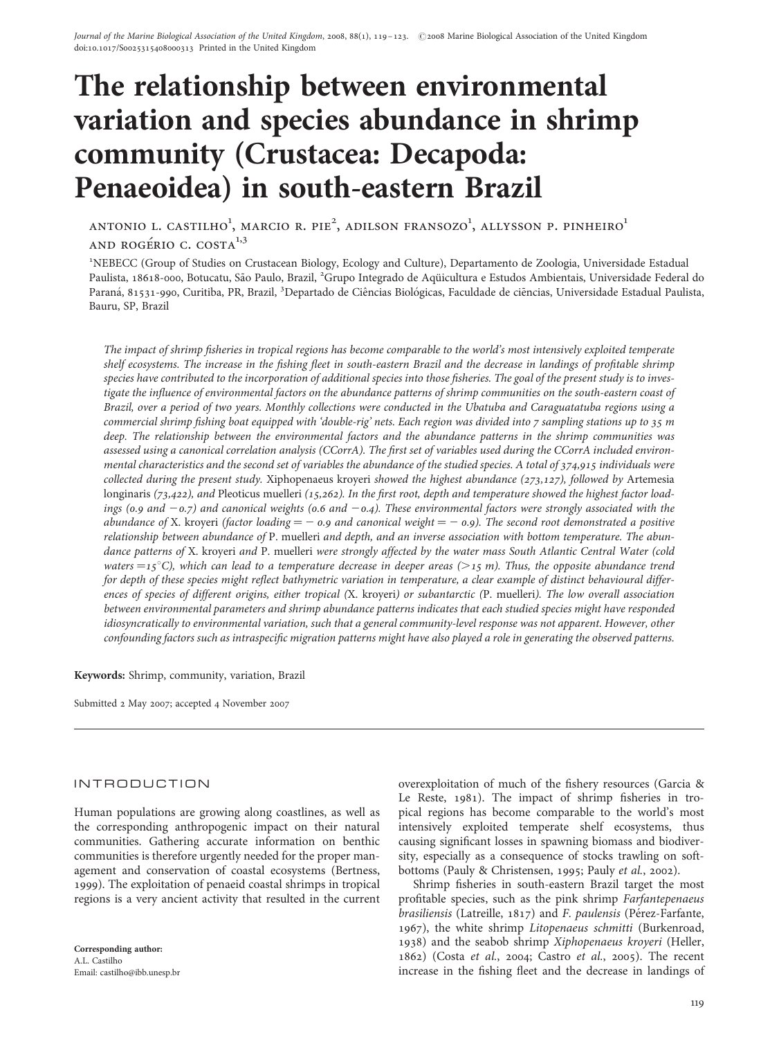# The relationship between environmental variation and species abundance in shrimp community (Crustacea: Decapoda: Penaeoidea) in south-eastern Brazil

ANTONIO L. CASTILHO[1], MARCIO R. PIE[2], ADILSON FRANSOZO[1], ALLYSSON P. PINHEIRO[1] AND ROGÉRIO C. COSTA[1,3]

[1]NEBECC (Group of Studies on Crustacean Biology, Ecology and Culture), Departamento de Zoologia, Universidade Estadual Paulista, 18618-000, Botucatu, São Paulo, Brazil, [2]Grupo Integrado de Aqüicultura e Estudos Ambientais, Universidade Federal do Paraná, 81531-990, Curitiba, PR, Brazil, [3]Departado de Ciências Biológicas, Faculdade de ciências, Universidade Estadual Paulista, Bauru, SP, Brazil

*The impact of shrimp fisheries in tropical regions has become comparable to the world's most intensively exploited temperate shelf ecosystems. The increase in the fishing fleet in south-eastern Brazil and the decrease in landings of profitable shrimp species have contributed to the incorporation of additional species into those fisheries. The goal of the present study is to investigate the influence of environmental factors on the abundance patterns of shrimp communities on the south-eastern coast of Brazil, over a period of two years. Monthly collections were conducted in the Ubatuba and Caraguatatuba regions using a commercial shrimp fishing boat equipped with 'double-rig' nets. Each region was divided into 7 sampling stations up to 35 m deep. The relationship between the environmental factors and the abundance patterns in the shrimp communities was assessed using a canonical correlation analysis (CCorrA). The first set of variables used during the CCorrA included environmental characteristics and the second set of variables the abundance of the studied species. A total of 374,915 individuals were collected during the present study.* Xiphopenaeus kroyeri *showed the highest abundance (273,127), followed by* Artemesia longinaris *(73,422), and* Pleoticus muelleri *(15,262). In the first root, depth and temperature showed the highest factor loadings (0.9 and −0.7) and canonical weights (0.6 and −0.4). These environmental factors were strongly associated with the abundance of* X. kroyeri *(factor loading = − 0.9 and canonical weight = − 0.9). The second root demonstrated a positive relationship between abundance of* P. muelleri *and depth, and an inverse association with bottom temperature. The abundance patterns of* X. kroyeri *and* P. muelleri *were strongly affected by the water mass South Atlantic Central Water (cold waters =15°C), which can lead to a temperature decrease in deeper areas (>15 m). Thus, the opposite abundance trend for depth of these species might reflect bathymetric variation in temperature, a clear example of distinct behavioural differences of species of different origins, either tropical (*X. kroyeri*) or subantarctic (*P. muelleri*). The low overall association between environmental parameters and shrimp abundance patterns indicates that each studied species might have responded idiosyncratically to environmental variation, such that a general community-level response was not apparent. However, other confounding factors such as intraspecific migration patterns might have also played a role in generating the observed patterns.*

**Keywords:** Shrimp, community, variation, Brazil

Submitted 2 May 2007; accepted 4 November 2007

## INTRODUCTION

Human populations are growing along coastlines, as well as the corresponding anthropogenic impact on their natural communities. Gathering accurate information on benthic communities is therefore urgently needed for the proper management and conservation of coastal ecosystems (Bertness, 1999). The exploitation of penaeid coastal shrimps in tropical regions is a very ancient activity that resulted in the current overexploitation of much of the fishery resources (Garcia & Le Reste, 1981). The impact of shrimp fisheries in tropical regions has become comparable to the world's most intensively exploited temperate shelf ecosystems, thus causing significant losses in spawning biomass and biodiversity, especially as a consequence of stocks trawling on soft-bottoms (Pauly & Christensen, 1995; Pauly *et al.*, 2002).

Shrimp fisheries in south-eastern Brazil target the most profitable species, such as the pink shrimp *Farfantepenaeus brasiliensis* (Latreille, 1817) and *F. paulensis* (Pérez-Farfante, 1967), the white shrimp *Litopenaeus schmitti* (Burkenroad, 1938) and the seabob shrimp *Xiphopenaeus kroyeri* (Heller, 1862) (Costa *et al.*, 2004; Castro *et al.*, 2005). The recent increase in the fishing fleet and the decrease in landings of

**Corresponding author:**
A.L. Castilho
Email: castilho@ibb.unesp.br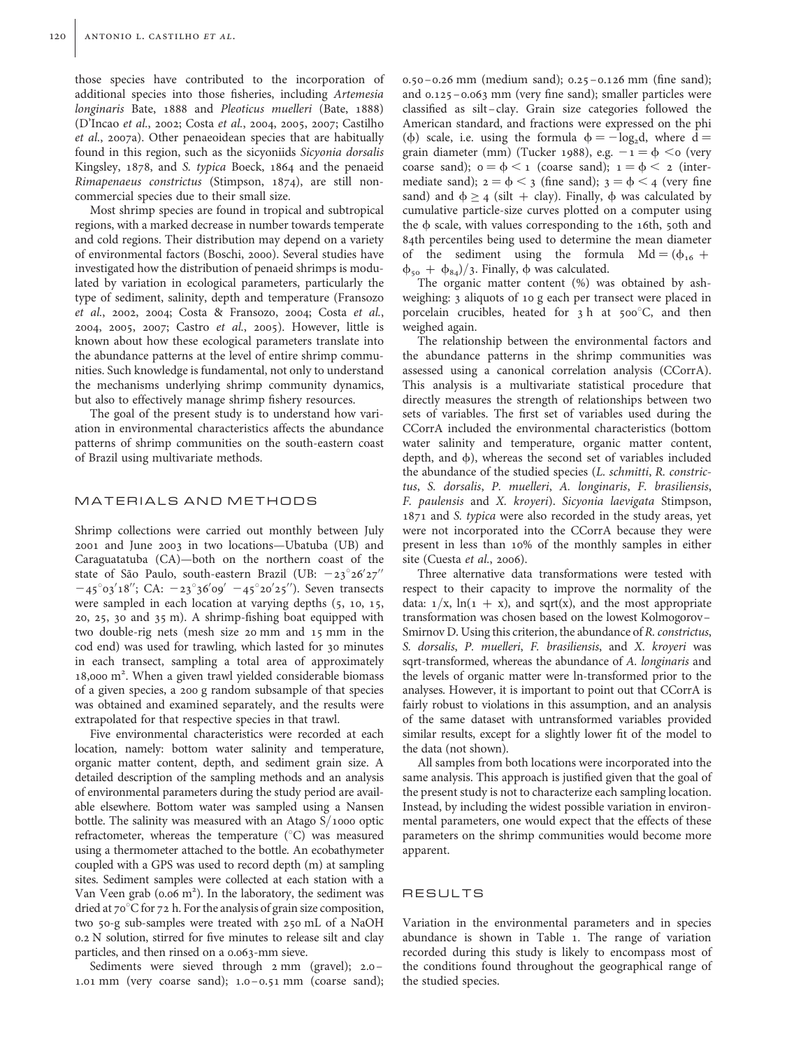those species have contributed to the incorporation of additional species into those fisheries, including *Artemesia longinaris* Bate, 1888 and *Pleoticus muelleri* (Bate, 1888) (D'Incao *et al.*, 2002; Costa *et al.*, 2004, 2005, 2007; Castilho *et al.*, 2007a). Other penaeoidean species that are habitually found in this region, such as the sicyoniids *Sicyonia dorsalis* Kingsley, 1878, and *S. typica* Boeck, 1864 and the penaeid *Rimapenaeus constrictus* (Stimpson, 1874), are still non-commercial species due to their small size.

Most shrimp species are found in tropical and subtropical regions, with a marked decrease in number towards temperate and cold regions. Their distribution may depend on a variety of environmental factors (Boschi, 2000). Several studies have investigated how the distribution of penaeid shrimps is modulated by variation in ecological parameters, particularly the type of sediment, salinity, depth and temperature (Fransozo *et al.*, 2002, 2004; Costa & Fransozo, 2004; Costa *et al.*, 2004, 2005, 2007; Castro *et al.*, 2005). However, little is known about how these ecological parameters translate into the abundance patterns at the level of entire shrimp communities. Such knowledge is fundamental, not only to understand the mechanisms underlying shrimp community dynamics, but also to effectively manage shrimp fishery resources.

The goal of the present study is to understand how variation in environmental characteristics affects the abundance patterns of shrimp communities on the south-eastern coast of Brazil using multivariate methods.

## MATERIALS AND METHODS

Shrimp collections were carried out monthly between July 2001 and June 2003 in two locations—Ubatuba (UB) and Caraguatatuba (CA)—both on the northern coast of the state of São Paulo, south-eastern Brazil (UB: $-23°26'27''$ $-45°03'18''$; CA: $-23°36'09'$ $-45°20'25''$). Seven transects were sampled in each location at varying depths (5, 10, 15, 20, 25, 30 and 35 m). A shrimp-fishing boat equipped with two double-rig nets (mesh size 20 mm and 15 mm in the cod end) was used for trawling, which lasted for 30 minutes in each transect, sampling a total area of approximately 18,000 $m^2$. When a given trawl yielded considerable biomass of a given species, a 200 g random subsample of that species was obtained and examined separately, and the results were extrapolated for that respective species in that trawl.

Five environmental characteristics were recorded at each location, namely: bottom water salinity and temperature, organic matter content, depth, and sediment grain size. A detailed description of the sampling methods and an analysis of environmental parameters during the study period are available elsewhere. Bottom water was sampled using a Nansen bottle. The salinity was measured with an Atago S/1000 optic refractometer, whereas the temperature (°C) was measured using a thermometer attached to the bottle. An ecobathymeter coupled with a GPS was used to record depth (m) at sampling sites. Sediment samples were collected at each station with a Van Veen grab (0.06 $m^2$). In the laboratory, the sediment was dried at 70°C for 72 h. For the analysis of grain size composition, two 50-g sub-samples were treated with 250 mL of a NaOH 0.2 N solution, stirred for five minutes to release silt and clay particles, and then rinsed on a 0.063-mm sieve.

Sediments were sieved through 2 mm (gravel); 2.0–1.01 mm (very coarse sand); 1.0–0.51 mm (coarse sand); 0.50–0.26 mm (medium sand); 0.25–0.126 mm (fine sand); and 0.125–0.063 mm (very fine sand); smaller particles were classified as silt–clay. Grain size categories followed the American standard, and fractions were expressed on the phi ($\phi$) scale, i.e. using the formula $\phi = -\log_2 d$, where d = grain diameter (mm) (Tucker 1988), e.g. $-1 = \phi < 0$ (very coarse sand); $0 = \phi < 1$ (coarse sand); $1 = \phi < 2$ (intermediate sand); $2 = \phi < 3$ (fine sand); $3 = \phi < 4$ (very fine sand) and $\phi \geq 4$ (silt + clay). Finally, $\phi$ was calculated by cumulative particle-size curves plotted on a computer using the $\phi$ scale, with values corresponding to the 16th, 50th and 84th percentiles being used to determine the mean diameter of the sediment using the formula $Md = (\phi_{16} + \phi_{50} + \phi_{84})/3$. Finally, $\phi$ was calculated.

The organic matter content (%) was obtained by ash-weighing: 3 aliquots of 10 g each per transect were placed in porcelain crucibles, heated for 3 h at 500°C, and then weighed again.

The relationship between the environmental factors and the abundance patterns in the shrimp communities was assessed using a canonical correlation analysis (CCorrA). This analysis is a multivariate statistical procedure that directly measures the strength of relationships between two sets of variables. The first set of variables used during the CCorrA included the environmental characteristics (bottom water salinity and temperature, organic matter content, depth, and $\phi$), whereas the second set of variables included the abundance of the studied species (*L. schmitti*, *R. constrictus*, *S. dorsalis*, *P. muelleri*, *A. longinaris*, *F. brasiliensis*, *F. paulensis* and *X. kroyeri*). *Sicyonia laevigata* Stimpson, 1871 and *S. typica* were also recorded in the study areas, yet were not incorporated into the CCorrA because they were present in less than 10% of the monthly samples in either site (Cuesta *et al.*, 2006).

Three alternative data transformations were tested with respect to their capacity to improve the normality of the data: $1/x$, $\ln(1 + x)$, and sqrt(x), and the most appropriate transformation was chosen based on the lowest Kolmogorov–Smirnov D. Using this criterion, the abundance of *R. constrictus*, *S. dorsalis*, *P. muelleri*, *F. brasiliensis*, and *X. kroyeri* was sqrt-transformed, whereas the abundance of *A. longinaris* and the levels of organic matter were ln-transformed prior to the analyses. However, it is important to point out that CCorrA is fairly robust to violations in this assumption, and an analysis of the same dataset with untransformed variables provided similar results, except for a slightly lower fit of the model to the data (not shown).

All samples from both locations were incorporated into the same analysis. This approach is justified given that the goal of the present study is not to characterize each sampling location. Instead, by including the widest possible variation in environmental parameters, one would expect that the effects of these parameters on the shrimp communities would become more apparent.

## RESULTS

Variation in the environmental parameters and in species abundance is shown in Table 1. The range of variation recorded during this study is likely to encompass most of the conditions found throughout the geographical range of the studied species.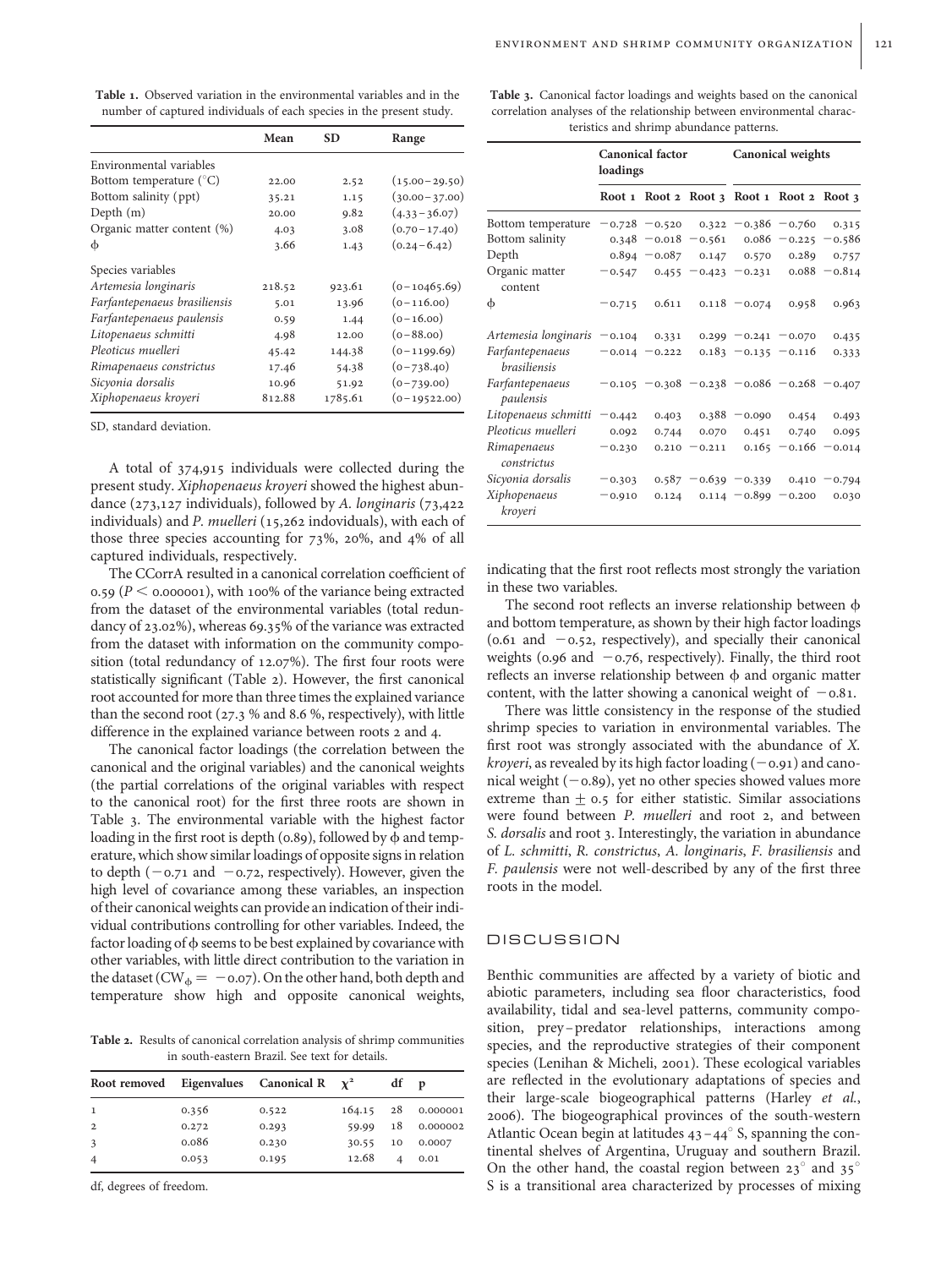**Table 1.** Observed variation in the environmental variables and in the number of captured individuals of each species in the present study.

| | Mean | SD | Range |
|---|---|---|---|
| Environmental variables | | | |
| Bottom temperature (°C) | 22.00 | 2.52 | (15.00–29.50) |
| Bottom salinity (ppt) | 35.21 | 1.15 | (30.00–37.00) |
| Depth (m) | 20.00 | 9.82 | (4.33–36.07) |
| Organic matter content (%) | 4.03 | 3.08 | (0.70–17.40) |
| ϕ | 3.66 | 1.43 | (0.24–6.42) |
| Species variables | | | |
| *Artemesia longinaris* | 218.52 | 923.61 | (0–10465.69) |
| *Farfantepenaeus brasiliensis* | 5.01 | 13.96 | (0–116.00) |
| *Farfantepenaeus paulensis* | 0.59 | 1.44 | (0–16.00) |
| *Litopenaeus schmitti* | 4.98 | 12.00 | (0–88.00) |
| *Pleoticus muelleri* | 45.42 | 144.38 | (0–1199.69) |
| *Rimapenaeus constrictus* | 17.46 | 54.38 | (0–738.40) |
| *Sicyonia dorsalis* | 10.96 | 51.92 | (0–739.00) |
| *Xiphopenaeus kroyeri* | 812.88 | 1785.61 | (0–19522.00) |

SD, standard deviation.

A total of 374,915 individuals were collected during the present study. *Xiphopenaeus kroyeri* showed the highest abundance (273,127 individuals), followed by *A. longinaris* (73,422 individuals) and *P. muelleri* (15,262 indovidulals), with each of those three species accounting for 73%, 20%, and 4% of all captured individuals, respectively.

The CCorrA resulted in a canonical correlation coefficient of 0.59 ($P < 0.000001$), with 100% of the variance being extracted from the dataset of the environmental variables (total redundancy of 23.02%), whereas 69.35% of the variance was extracted from the dataset with information on the community composition (total redundancy of 12.07%). The first four roots were statistically significant (Table 2). However, the first canonical root accounted for more than three times the explained variance than the second root (27.3 % and 8.6 %, respectively), with little difference in the explained variance between roots 2 and 4.

The canonical factor loadings (the correlation between the canonical and the original variables) and the canonical weights (the partial correlations of the original variables with respect to the canonical root) for the first three roots are shown in Table 3. The environmental variable with the highest factor loading in the first root is depth (0.89), followed by ϕ and temperature, which show similar loadings of opposite signs in relation to depth (−0.71 and −0.72, respectively). However, given the high level of covariance among these variables, an inspection of their canonical weights can provide an indication of their individual contributions controlling for other variables. Indeed, the factor loading of ϕ seems to be best explained by covariance with other variables, with little direct contribution to the variation in the dataset ($CW_{\phi} = -0.07$). On the other hand, both depth and temperature show high and opposite canonical weights, indicating that the first root reflects most strongly the variation in these two variables.

**Table 2.** Results of canonical correlation analysis of shrimp communities in south-eastern Brazil. See text for details.

| Root removed | Eigenvalues | Canonical R | $\chi^2$ | df | p |
|---|---|---|---|---|---|
| 1 | 0.356 | 0.522 | 164.15 | 28 | 0.000001 |
| 2 | 0.272 | 0.293 | 59.99 | 18 | 0.000002 |
| 3 | 0.086 | 0.230 | 30.55 | 10 | 0.0007 |
| 4 | 0.053 | 0.195 | 12.68 | 4 | 0.01 |

df, degrees of freedom.

**Table 3.** Canonical factor loadings and weights based on the canonical correlation analyses of the relationship between environmental characteristics and shrimp abundance patterns.

| | Canonical factor loadings | | | Canonical weights | | |
|---|---|---|---|---|---|---|
| | Root 1 | Root 2 | Root 3 | Root 1 | Root 2 | Root 3 |
| Bottom temperature | −0.728 | −0.520 | 0.322 | −0.386 | −0.760 | 0.315 |
| Bottom salinity | 0.348 | −0.018 | −0.561 | 0.086 | −0.225 | −0.586 |
| Depth | 0.894 | −0.087 | 0.147 | 0.570 | 0.289 | 0.757 |
| Organic matter content | −0.547 | 0.455 | −0.423 | −0.231 | 0.088 | −0.814 |
| ϕ | −0.715 | 0.611 | 0.118 | −0.074 | 0.958 | 0.963 |
| *Artemesia longinaris* | −0.104 | 0.331 | 0.299 | −0.241 | −0.070 | 0.435 |
| *Farfantepenaeus brasiliensis* | −0.014 | −0.222 | 0.183 | −0.135 | −0.116 | 0.333 |
| *Farfantepenaeus paulensis* | −0.105 | −0.308 | −0.238 | −0.086 | −0.268 | −0.407 |
| *Litopenaeus schmitti* | −0.442 | 0.403 | 0.388 | −0.090 | 0.454 | 0.493 |
| *Pleoticus muelleri* | 0.092 | 0.744 | 0.070 | 0.451 | 0.740 | 0.095 |
| *Rimapenaeus constrictus* | −0.230 | 0.210 | −0.211 | 0.165 | −0.166 | −0.014 |
| *Sicyonia dorsalis* | −0.303 | 0.587 | −0.639 | −0.339 | 0.410 | −0.794 |
| *Xiphopenaeus kroyeri* | −0.910 | 0.124 | 0.114 | −0.899 | −0.200 | 0.030 |

The second root reflects an inverse relationship between ϕ and bottom temperature, as shown by their high factor loadings (0.61 and −0.52, respectively), and specially their canonical weights (0.96 and −0.76, respectively). Finally, the third root reflects an inverse relationship between ϕ and organic matter content, with the latter showing a canonical weight of −0.81.

There was little consistency in the response of the studied shrimp species to variation in environmental variables. The first root was strongly associated with the abundance of *X. kroyeri*, as revealed by its high factor loading (−0.91) and canonical weight (−0.89), yet no other species showed values more extreme than ± 0.5 for either statistic. Similar associations were found between *P. muelleri* and root 2, and between *S. dorsalis* and root 3. Interestingly, the variation in abundance of *L. schmitti*, *R. constrictus*, *A. longinaris*, *F. brasiliensis* and *F. paulensis* were not well-described by any of the first three roots in the model.

## DISCUSSION

Benthic communities are affected by a variety of biotic and abiotic parameters, including sea floor characteristics, food availability, tidal and sea-level patterns, community composition, prey–predator relationships, interactions among species, and the reproductive strategies of their component species (Lenihan & Micheli, 2001). These ecological variables are reflected in the evolutionary adaptations of species and their large-scale biogeographical patterns (Harley *et al.*, 2006). The biogeographical provinces of the south-western Atlantic Ocean begin at latitudes 43–44° S, spanning the continental shelves of Argentina, Uruguay and southern Brazil. On the other hand, the coastal region between 23° and 35° S is a transitional area characterized by processes of mixing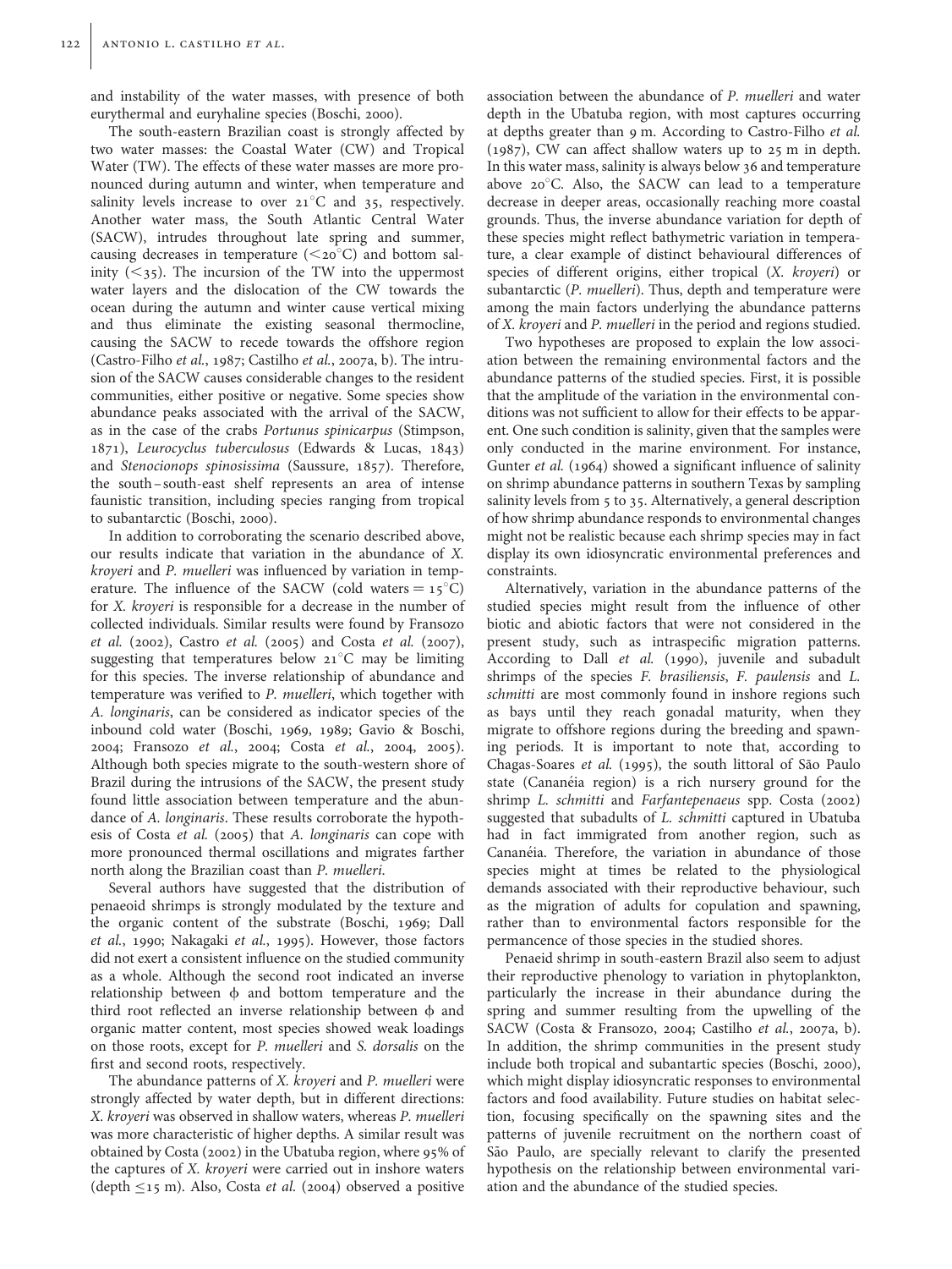and instability of the water masses, with presence of both eurythermal and euryhaline species (Boschi, 2000).

The south-eastern Brazilian coast is strongly affected by two water masses: the Coastal Water (CW) and Tropical Water (TW). The effects of these water masses are more pronounced during autumn and winter, when temperature and salinity levels increase to over 21°C and 35, respectively. Another water mass, the South Atlantic Central Water (SACW), intrudes throughout late spring and summer, causing decreases in temperature (<20°C) and bottom salinity (<35). The incursion of the TW into the uppermost water layers and the dislocation of the CW towards the ocean during the autumn and winter cause vertical mixing and thus eliminate the existing seasonal thermocline, causing the SACW to recede towards the offshore region (Castro-Filho *et al.*, 1987; Castilho *et al.*, 2007a, b). The intrusion of the SACW causes considerable changes to the resident communities, either positive or negative. Some species show abundance peaks associated with the arrival of the SACW, as in the case of the crabs *Portunus spinicarpus* (Stimpson, 1871), *Leurocyclus tuberculosus* (Edwards & Lucas, 1843) and *Stenocionops spinosissima* (Saussure, 1857). Therefore, the south–south-east shelf represents an area of intense faunistic transition, including species ranging from tropical to subantarctic (Boschi, 2000).

In addition to corroborating the scenario described above, our results indicate that variation in the abundance of *X. kroyeri* and *P. muelleri* was influenced by variation in temperature. The influence of the SACW (cold waters = 15°C) for *X. kroyeri* is responsible for a decrease in the number of collected individuals. Similar results were found by Fransozo *et al.* (2002), Castro *et al.* (2005) and Costa *et al.* (2007), suggesting that temperatures below 21°C may be limiting for this species. The inverse relationship of abundance and temperature was verified to *P. muelleri*, which together with *A. longinaris*, can be considered as indicator species of the inbound cold water (Boschi, 1969, 1989; Gavio & Boschi, 2004; Fransozo *et al.*, 2004; Costa *et al.*, 2004, 2005). Although both species migrate to the south-western shore of Brazil during the intrusions of the SACW, the present study found little association between temperature and the abundance of *A. longinaris*. These results corroborate the hypothesis of Costa *et al.* (2005) that *A. longinaris* can cope with more pronounced thermal oscillations and migrates farther north along the Brazilian coast than *P. muelleri*.

Several authors have suggested that the distribution of penaeoid shrimps is strongly modulated by the texture and the organic content of the substrate (Boschi, 1969; Dall *et al.*, 1990; Nakagaki *et al.*, 1995). However, those factors did not exert a consistent influence on the studied community as a whole. Although the second root indicated an inverse relationship between $\phi$ and bottom temperature and the third root reflected an inverse relationship between $\phi$ and organic matter content, most species showed weak loadings on those roots, except for *P. muelleri* and *S. dorsalis* on the first and second roots, respectively.

The abundance patterns of *X. kroyeri* and *P. muelleri* were strongly affected by water depth, but in different directions: *X. kroyeri* was observed in shallow waters, whereas *P. muelleri* was more characteristic of higher depths. A similar result was obtained by Costa (2002) in the Ubatuba region, where 95% of the captures of *X. kroyeri* were carried out in inshore waters (depth ≤15 m). Also, Costa *et al.* (2004) observed a positive association between the abundance of *P. muelleri* and water depth in the Ubatuba region, with most captures occurring at depths greater than 9 m. According to Castro-Filho *et al.* (1987), CW can affect shallow waters up to 25 m in depth. In this water mass, salinity is always below 36 and temperature above 20°C. Also, the SACW can lead to a temperature decrease in deeper areas, occasionally reaching more coastal grounds. Thus, the inverse abundance variation for depth of these species might reflect bathymetric variation in temperature, a clear example of distinct behavioural differences of species of different origins, either tropical (*X. kroyeri*) or subantarctic (*P. muelleri*). Thus, depth and temperature were among the main factors underlying the abundance patterns of *X. kroyeri* and *P. muelleri* in the period and regions studied.

Two hypotheses are proposed to explain the low association between the remaining environmental factors and the abundance patterns of the studied species. First, it is possible that the amplitude of the variation in the environmental conditions was not sufficient to allow for their effects to be apparent. One such condition is salinity, given that the samples were only conducted in the marine environment. For instance, Gunter *et al.* (1964) showed a significant influence of salinity on shrimp abundance patterns in southern Texas by sampling salinity levels from 5 to 35. Alternatively, a general description of how shrimp abundance responds to environmental changes might not be realistic because each shrimp species may in fact display its own idiosyncratic environmental preferences and constraints.

Alternatively, variation in the abundance patterns of the studied species might result from the influence of other biotic and abiotic factors that were not considered in the present study, such as intraspecific migration patterns. According to Dall *et al.* (1990), juvenile and subadult shrimps of the species *F. brasiliensis*, *F. paulensis* and *L. schmitti* are most commonly found in inshore regions such as bays until they reach gonadal maturity, when they migrate to offshore regions during the breeding and spawning periods. It is important to note that, according to Chagas-Soares *et al.* (1995), the south littoral of São Paulo state (Cananéia region) is a rich nursery ground for the shrimp *L. schmitti* and *Farfantepenaeus* spp. Costa (2002) suggested that subadults of *L. schmitti* captured in Ubatuba had in fact immigrated from another region, such as Cananéia. Therefore, the variation in abundance of those species might at times be related to the physiological demands associated with their reproductive behaviour, such as the migration of adults for copulation and spawning, rather than to environmental factors responsible for the permanence of those species in the studied shores.

Penaeid shrimp in south-eastern Brazil also seem to adjust their reproductive phenology to variation in phytoplankton, particularly the increase in their abundance during the spring and summer resulting from the upwelling of the SACW (Costa & Fransozo, 2004; Castilho *et al.*, 2007a, b). In addition, the shrimp communities in the present study include both tropical and subantartic species (Boschi, 2000), which might display idiosyncratic responses to environmental factors and food availability. Future studies on habitat selection, focusing specifically on the spawning sites and the patterns of juvenile recruitment on the northern coast of São Paulo, are specially relevant to clarify the presented hypothesis on the relationship between environmental variation and the abundance of the studied species.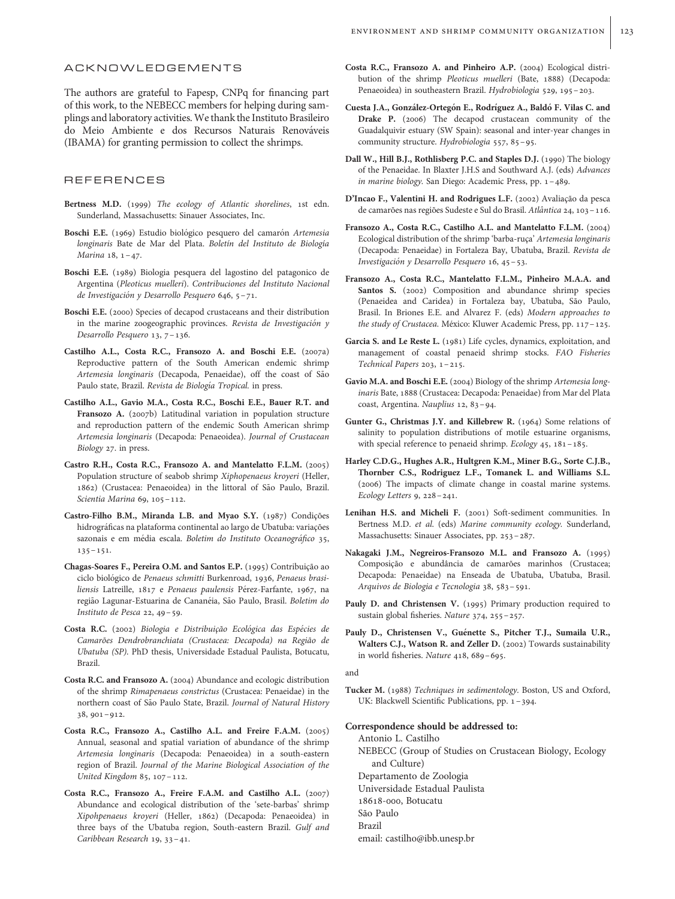## ACKNOWLEDGEMENTS

The authors are grateful to Fapesp, CNPq for financing part of this work, to the NEBECC members for helping during samplings and laboratory activities. We thank the Instituto Brasileiro do Meio Ambiente e dos Recursos Naturais Renováveis (IBAMA) for granting permission to collect the shrimps.

## REFERENCES

**Bertness M.D.** (1999) *The ecology of Atlantic shorelines*, 1st edn. Sunderland, Massachusetts: Sinauer Associates, Inc.

**Boschi E.E.** (1969) Estudio biológico pesquero del camarón *Artemesia longinaris* Bate de Mar del Plata. *Boletín del Instituto de Biología Marina* 18, 1–47.

**Boschi E.E.** (1989) Biologia pesquera del lagostino del patagonico de Argentina (*Pleoticus muelleri*). *Contribuciones del Instituto Nacional de Investigación y Desarrollo Pesquero* 646, 5–71.

**Boschi E.E.** (2000) Species of decapod crustaceans and their distribution in the marine zoogeographic provinces. *Revista de Investigación y Desarrollo Pesquero* 13, 7–136.

**Castilho A.L., Costa R.C., Fransozo A. and Boschi E.E.** (2007a) Reproductive pattern of the South American endemic shrimp *Artemesia longinaris* (Decapoda, Penaeidae), off the coast of São Paulo state, Brazil. *Revista de Biología Tropical.* in press.

**Castilho A.L., Gavio M.A., Costa R.C., Boschi E.E., Bauer R.T. and Fransozo A.** (2007b) Latitudinal variation in population structure and reproduction pattern of the endemic South American shrimp *Artemesia longinaris* (Decapoda: Penaeoidea). *Journal of Crustacean Biology* 27. in press.

**Castro R.H., Costa R.C., Fransozo A. and Mantelatto F.L.M.** (2005) Population structure of seabob shrimp *Xiphopenaeus kroyeri* (Heller, 1862) (Crustacea: Penaeoidea) in the littoral of São Paulo, Brazil. *Scientia Marina* 69, 105–112.

**Castro-Filho B.M., Miranda L.B. and Myao S.Y.** (1987) Condições hidrográficas na plataforma continental ao largo de Ubatuba: variações sazonais e em média escala. *Boletim do Instituto Oceanográfico* 35, 135–151.

**Chagas-Soares F., Pereira O.M. and Santos E.P.** (1995) Contribuição ao ciclo biológico de *Penaeus schmitti* Burkenroad, 1936, *Penaeus brasiliensis* Latreille, 1817 e *Penaeus paulensis* Pérez-Farfante, 1967, na região Lagunar-Estuarina de Cananéia, São Paulo, Brasil. *Boletim do Instituto de Pesca* 22, 49–59.

**Costa R.C.** (2002) *Biologia e Distribuição Ecológica das Espécies de Camarões Dendrobranchiata (Crustacea: Decapoda) na Região de Ubatuba (SP).* PhD thesis, Universidade Estadual Paulista, Botucatu, Brazil.

**Costa R.C. and Fransozo A.** (2004) Abundance and ecologic distribution of the shrimp *Rimapenaeus constrictus* (Crustacea: Penaeidae) in the northern coast of São Paulo State, Brazil. *Journal of Natural History* 38, 901–912.

**Costa R.C., Fransozo A., Castilho A.L. and Freire F.A.M.** (2005) Annual, seasonal and spatial variation of abundance of the shrimp *Artemesia longinaris* (Decapoda: Penaeoidea) in a south-eastern region of Brazil. *Journal of the Marine Biological Association of the United Kingdom* 85, 107–112.

**Costa R.C., Fransozo A., Freire F.A.M. and Castilho A.L.** (2007) Abundance and ecological distribution of the 'sete-barbas' shrimp *Xipohpenaeus kroyeri* (Heller, 1862) (Decapoda: Penaeoidea) in three bays of the Ubatuba region, South-eastern Brazil. *Gulf and Caribbean Research* 19, 33–41.

**Costa R.C., Fransozo A. and Pinheiro A.P.** (2004) Ecological distribution of the shrimp *Pleoticus muelleri* (Bate, 1888) (Decapoda: Penaeoidea) in southeastern Brazil. *Hydrobiologia* 529, 195–203.

**Cuesta J.A., González-Ortegón E., Rodríguez A., Baldó F. Vilas C. and Drake P.** (2006) The decapod crustacean community of the Guadalquivir estuary (SW Spain): seasonal and inter-year changes in community structure. *Hydrobiologia* 557, 85–95.

**Dall W., Hill B.J., Rothlisberg P.C. and Staples D.J.** (1990) The biology of the Penaeidae. In Blaxter J.H.S and Southward A.J. (eds) *Advances in marine biology.* San Diego: Academic Press, pp. 1–489.

**D'Incao F., Valentini H. and Rodrigues L.F.** (2002) Avaliação da pesca de camarões nas regiões Sudeste e Sul do Brasil. *Atlântica* 24, 103–116.

**Fransozo A., Costa R.C., Castilho A.L. and Mantelatto F.L.M.** (2004) Ecological distribution of the shrimp 'barba-ruça' *Artemesia longinaris* (Decapoda: Penaeidae) in Fortaleza Bay, Ubatuba, Brazil. *Revista de Investigación y Desarrollo Pesquero* 16, 45–53.

**Fransozo A., Costa R.C., Mantelatto F.L.M., Pinheiro M.A.A. and Santos S.** (2002) Composition and abundance shrimp species (Penaeidea and Caridea) in Fortaleza bay, Ubatuba, São Paulo, Brasil. In Briones E.E. and Alvarez F. (eds) *Modern approaches to the study of Crustacea.* México: Kluwer Academic Press, pp. 117–125.

**Garcia S. and Le Reste L.** (1981) Life cycles, dynamics, exploitation, and management of coastal penaeid shrimp stocks. *FAO Fisheries Technical Papers* 203, 1–215.

**Gavio M.A. and Boschi E.E.** (2004) Biology of the shrimp *Artemesia longinaris* Bate, 1888 (Crustacea: Decapoda: Penaeidae) from Mar del Plata coast, Argentina. *Nauplius* 12, 83–94.

**Gunter G., Christmas J.Y. and Killebrew R.** (1964) Some relations of salinity to population distributions of motile estuarine organisms, with special reference to penaeid shrimp. *Ecology* 45, 181–185.

**Harley C.D.G., Hughes A.R., Hultgren K.M., Miner B.G., Sorte C.J.B., Thornber C.S., Rodriguez L.F., Tomanek L. and Williams S.L.** (2006) The impacts of climate change in coastal marine systems. *Ecology Letters* 9, 228–241.

**Lenihan H.S. and Micheli F.** (2001) Soft-sediment communities. In Bertness M.D. *et al.* (eds) *Marine community ecology.* Sunderland, Massachusetts: Sinauer Associates, pp. 253–287.

**Nakagaki J.M., Negreiros-Fransozo M.L. and Fransozo A.** (1995) Composição e abundância de camarões marinhos (Crustacea; Decapoda: Penaeidae) na Enseada de Ubatuba, Ubatuba, Brasil. *Arquivos de Biologia e Tecnologia* 38, 583–591.

**Pauly D. and Christensen V.** (1995) Primary production required to sustain global fisheries. *Nature* 374, 255–257.

**Pauly D., Christensen V., Guénette S., Pitcher T.J., Sumaila U.R., Walters C.J., Watson R. and Zeller D.** (2002) Towards sustainability in world fisheries. *Nature* 418, 689–695.

and

**Tucker M.** (1988) *Techniques in sedimentology.* Boston, US and Oxford, UK: Blackwell Scientific Publications, pp. 1–394.

**Correspondence should be addressed to:**
Antonio L. Castilho
NEBECC (Group of Studies on Crustacean Biology, Ecology and Culture)
Departamento de Zoologia
Universidade Estadual Paulista
18618-000, Botucatu
São Paulo
Brazil
email: castilho@ibb.unesp.br